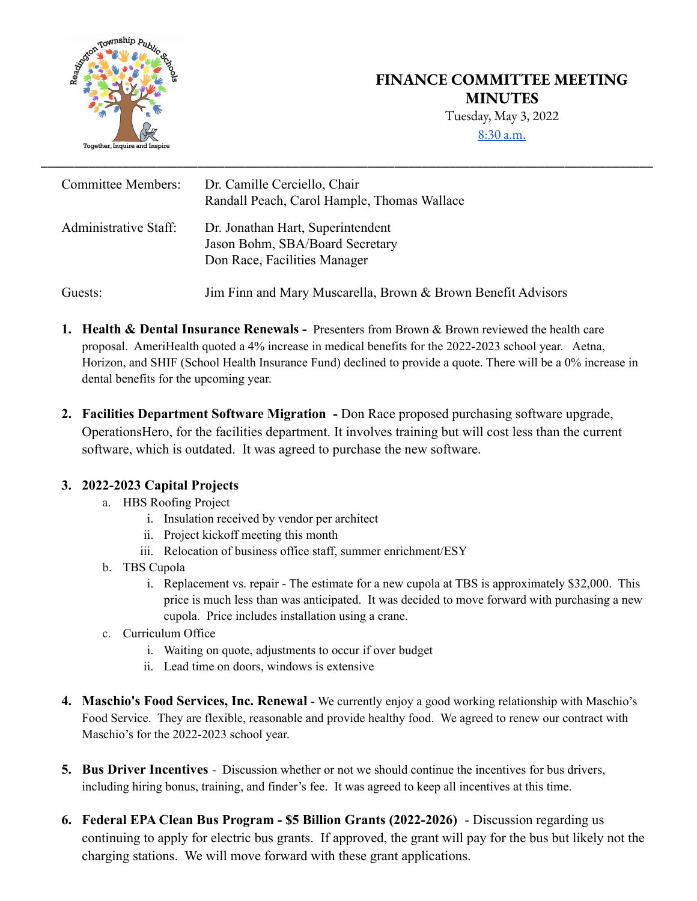# FINANCE COMMITTEE MEETING MINUTES

Tuesday, May 3, 2022

8:30 a.m.

---

| | |
|---|---|
| Committee Members: | Dr. Camille Cerciello, Chair<br>Randall Peach, Carol Hample, Thomas Wallace |
| Administrative Staff: | Dr. Jonathan Hart, Superintendent<br>Jason Bohm, SBA/Board Secretary<br>Don Race, Facilities Manager |
| Guests: | Jim Finn and Mary Muscarella, Brown & Brown Benefit Advisors |

1. **Health & Dental Insurance Renewals -** Presenters from Brown & Brown reviewed the health care proposal. AmeriHealth quoted a 4% increase in medical benefits for the 2022-2023 school year. Aetna, Horizon, and SHIF (School Health Insurance Fund) declined to provide a quote. There will be a 0% increase in dental benefits for the upcoming year.

2. **Facilities Department Software Migration -** Don Race proposed purchasing software upgrade, OperationsHero, for the facilities department. It involves training but will cost less than the current software, which is outdated. It was agreed to purchase the new software.

3. **2022-2023 Capital Projects**
   a. HBS Roofing Project
      i. Insulation received by vendor per architect
      ii. Project kickoff meeting this month
      iii. Relocation of business office staff, summer enrichment/ESY
   b. TBS Cupola
      i. Replacement vs. repair - The estimate for a new cupola at TBS is approximately $32,000. This price is much less than was anticipated. It was decided to move forward with purchasing a new cupola. Price includes installation using a crane.
   c. Curriculum Office
      i. Waiting on quote, adjustments to occur if over budget
      ii. Lead time on doors, windows is extensive

4. **Maschio's Food Services, Inc. Renewal** - We currently enjoy a good working relationship with Maschio's Food Service. They are flexible, reasonable and provide healthy food. We agreed to renew our contract with Maschio's for the 2022-2023 school year.

5. **Bus Driver Incentives** - Discussion whether or not we should continue the incentives for bus drivers, including hiring bonus, training, and finder's fee. It was agreed to keep all incentives at this time.

6. **Federal EPA Clean Bus Program - $5 Billion Grants (2022-2026)** - Discussion regarding us continuing to apply for electric bus grants. If approved, the grant will pay for the bus but likely not the charging stations. We will move forward with these grant applications.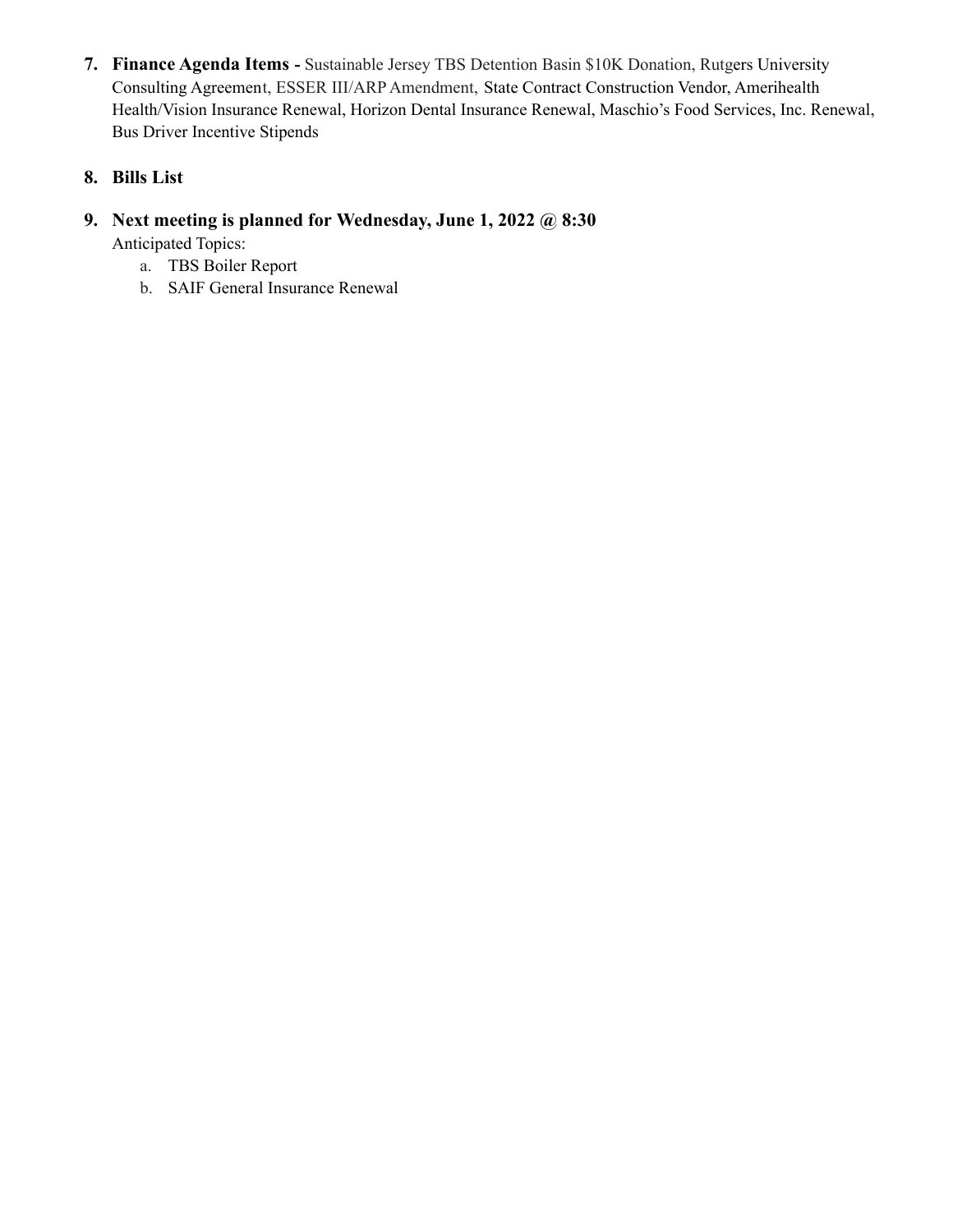7. **Finance Agenda Items -** Sustainable Jersey TBS Detention Basin $10K Donation, Rutgers University Consulting Agreement, ESSER III/ARP Amendment, State Contract Construction Vendor, Amerihealth Health/Vision Insurance Renewal, Horizon Dental Insurance Renewal, Maschio's Food Services, Inc. Renewal, Bus Driver Incentive Stipends

8. **Bills List**

9. **Next meeting is planned for Wednesday, June 1, 2022 @ 8:30**

   Anticipated Topics:

   a. TBS Boiler Report

   b. SAIF General Insurance Renewal